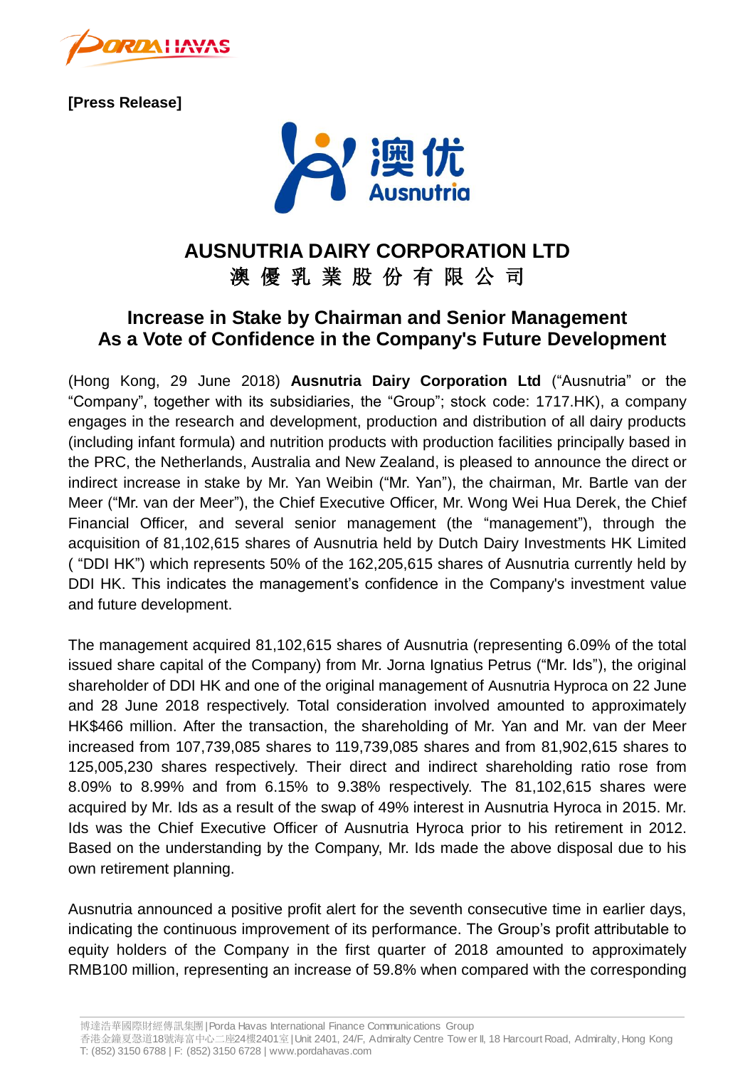**[Press Release]**

# AUSNUTRIA DAIRY CORPORATION LTD
# 澳 優 乳 業 股 份 有 限 公 司

## Increase in Stake by Chairman and Senior Management As a Vote of Confidence in the Company's Future Development

(Hong Kong, 29 June 2018) **Ausnutria Dairy Corporation Ltd** ("Ausnutria" or the "Company", together with its subsidiaries, the "Group"; stock code: 1717.HK), a company engages in the research and development, production and distribution of all dairy products (including infant formula) and nutrition products with production facilities principally based in the PRC, the Netherlands, Australia and New Zealand, is pleased to announce the direct or indirect increase in stake by Mr. Yan Weibin ("Mr. Yan"), the chairman, Mr. Bartle van der Meer ("Mr. van der Meer"), the Chief Executive Officer, Mr. Wong Wei Hua Derek, the Chief Financial Officer, and several senior management (the "management"), through the acquisition of 81,102,615 shares of Ausnutria held by Dutch Dairy Investments HK Limited ( "DDI HK") which represents 50% of the 162,205,615 shares of Ausnutria currently held by DDI HK. This indicates the management's confidence in the Company's investment value and future development.

The management acquired 81,102,615 shares of Ausnutria (representing 6.09% of the total issued share capital of the Company) from Mr. Jorna Ignatius Petrus ("Mr. Ids"), the original shareholder of DDI HK and one of the original management of Ausnutria Hyproca on 22 June and 28 June 2018 respectively. Total consideration involved amounted to approximately HK$466 million. After the transaction, the shareholding of Mr. Yan and Mr. van der Meer increased from 107,739,085 shares to 119,739,085 shares and from 81,902,615 shares to 125,005,230 shares respectively. Their direct and indirect shareholding ratio rose from 8.09% to 8.99% and from 6.15% to 9.38% respectively. The 81,102,615 shares were acquired by Mr. Ids as a result of the swap of 49% interest in Ausnutria Hyroca in 2015. Mr. Ids was the Chief Executive Officer of Ausnutria Hyroca prior to his retirement in 2012. Based on the understanding by the Company, Mr. Ids made the above disposal due to his own retirement planning.

Ausnutria announced a positive profit alert for the seventh consecutive time in earlier days, indicating the continuous improvement of its performance. The Group's profit attributable to equity holders of the Company in the first quarter of 2018 amounted to approximately RMB100 million, representing an increase of 59.8% when compared with the corresponding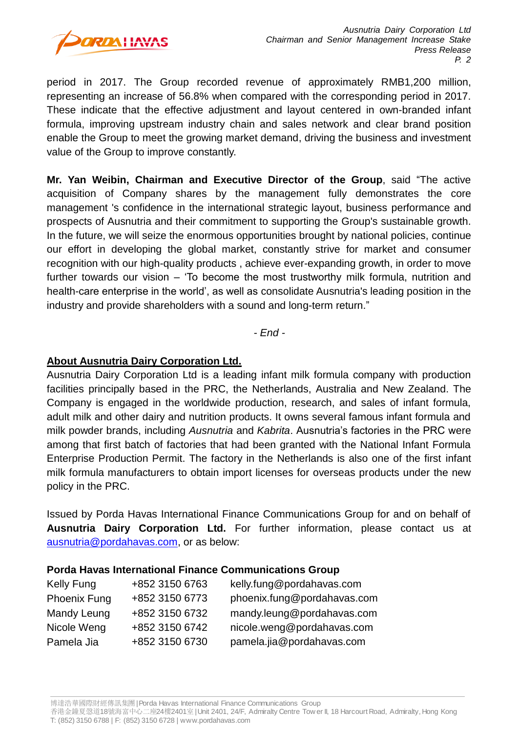period in 2017. The Group recorded revenue of approximately RMB1,200 million, representing an increase of 56.8% when compared with the corresponding period in 2017. These indicate that the effective adjustment and layout centered in own-branded infant formula, improving upstream industry chain and sales network and clear brand position enable the Group to meet the growing market demand, driving the business and investment value of the Group to improve constantly.

**Mr. Yan Weibin, Chairman and Executive Director of the Group**, said "The active acquisition of Company shares by the management fully demonstrates the core management 's confidence in the international strategic layout, business performance and prospects of Ausnutria and their commitment to supporting the Group's sustainable growth. In the future, we will seize the enormous opportunities brought by national policies, continue our effort in developing the global market, constantly strive for market and consumer recognition with our high-quality products , achieve ever-expanding growth, in order to move further towards our vision – 'To become the most trustworthy milk formula, nutrition and health-care enterprise in the world', as well as consolidate Ausnutria's leading position in the industry and provide shareholders with a sound and long-term return."

*- End -*

**About Ausnutria Dairy Corporation Ltd.**

Ausnutria Dairy Corporation Ltd is a leading infant milk formula company with production facilities principally based in the PRC, the Netherlands, Australia and New Zealand. The Company is engaged in the worldwide production, research, and sales of infant formula, adult milk and other dairy and nutrition products. It owns several famous infant formula and milk powder brands, including *Ausnutria* and *Kabrita*. Ausnutria's factories in the PRC were among that first batch of factories that had been granted with the National Infant Formula Enterprise Production Permit. The factory in the Netherlands is also one of the first infant milk formula manufacturers to obtain import licenses for overseas products under the new policy in the PRC.

Issued by Porda Havas International Finance Communications Group for and on behalf of **Ausnutria Dairy Corporation Ltd.** For further information, please contact us at ausnutria@pordahavas.com, or as below:

**Porda Havas International Finance Communications Group**

| | | |
|---|---|---|
| Kelly Fung | +852 3150 6763 | kelly.fung@pordahavas.com |
| Phoenix Fung | +852 3150 6773 | phoenix.fung@pordahavas.com |
| Mandy Leung | +852 3150 6732 | mandy.leung@pordahavas.com |
| Nicole Weng | +852 3150 6742 | nicole.weng@pordahavas.com |
| Pamela Jia | +852 3150 6730 | pamela.jia@pordahavas.com |